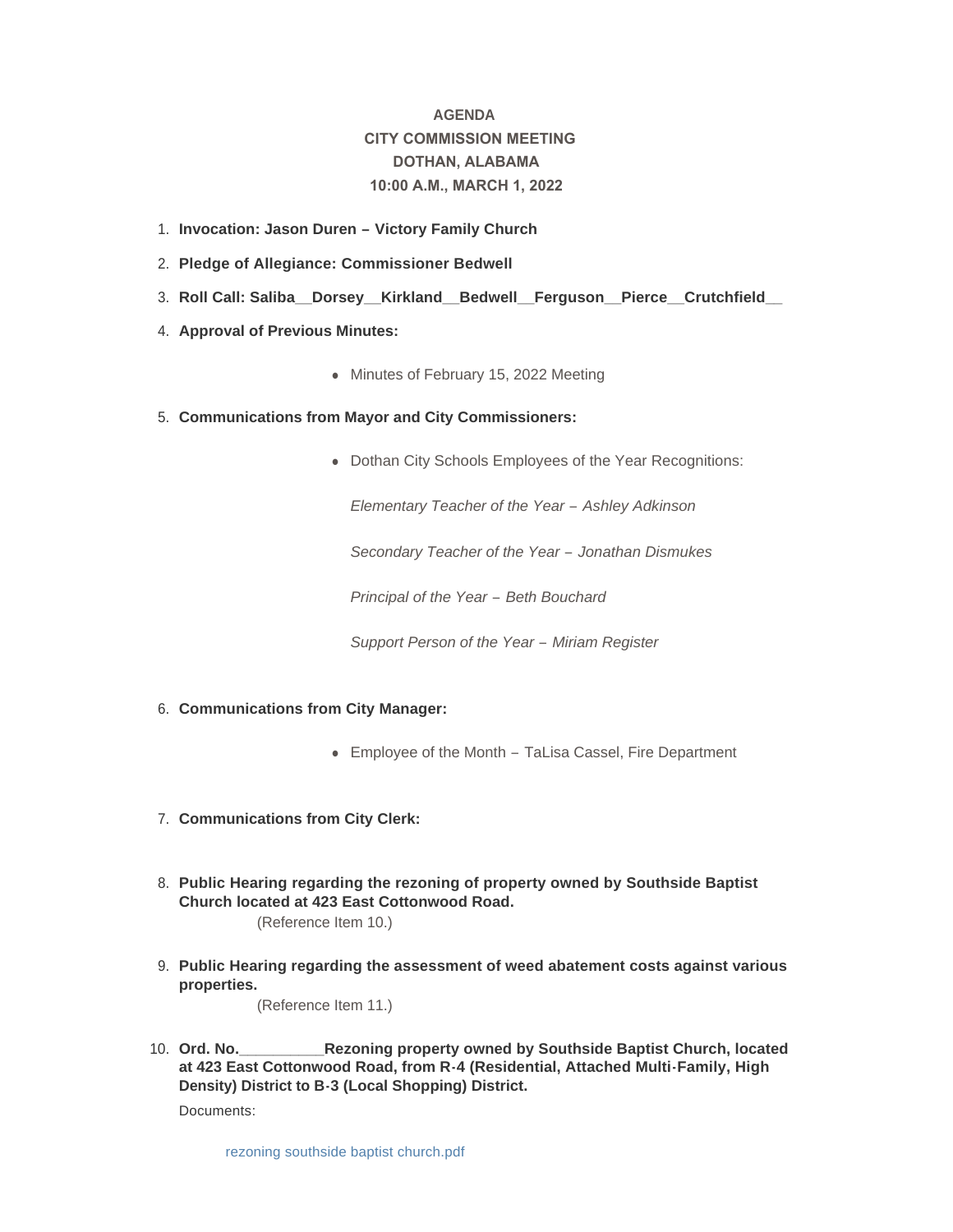# AGENDA
## CITY COMMISSION MEETING
## DOTHAN, ALABAMA
## 10:00 A.M., MARCH 1, 2022

1. **Invocation: Jason Duren – Victory Family Church**
2. **Pledge of Allegiance: Commissioner Bedwell**
3. **Roll Call: Saliba__Dorsey__Kirkland__Bedwell__Ferguson__Pierce__Crutchfield__**
4. **Approval of Previous Minutes:**
   - Minutes of February 15, 2022 Meeting
5. **Communications from Mayor and City Commissioners:**
   - Dothan City Schools Employees of the Year Recognitions:

     *Elementary Teacher of the Year – Ashley Adkinson*

     *Secondary Teacher of the Year – Jonathan Dismukes*

     *Principal of the Year – Beth Bouchard*

     *Support Person of the Year – Miriam Register*
6. **Communications from City Manager:**
   - Employee of the Month – TaLisa Cassel, Fire Department
7. **Communications from City Clerk:**
8. **Public Hearing regarding the rezoning of property owned by Southside Baptist Church located at 423 East Cottonwood Road.**
   (Reference Item 10.)
9. **Public Hearing regarding the assessment of weed abatement costs against various properties.**
   (Reference Item 11.)
10. **Ord. No.__________Rezoning property owned by Southside Baptist Church, located at 423 East Cottonwood Road, from R-4 (Residential, Attached Multi-Family, High Density) District to B-3 (Local Shopping) District.**

    Documents:

    rezoning southside baptist church.pdf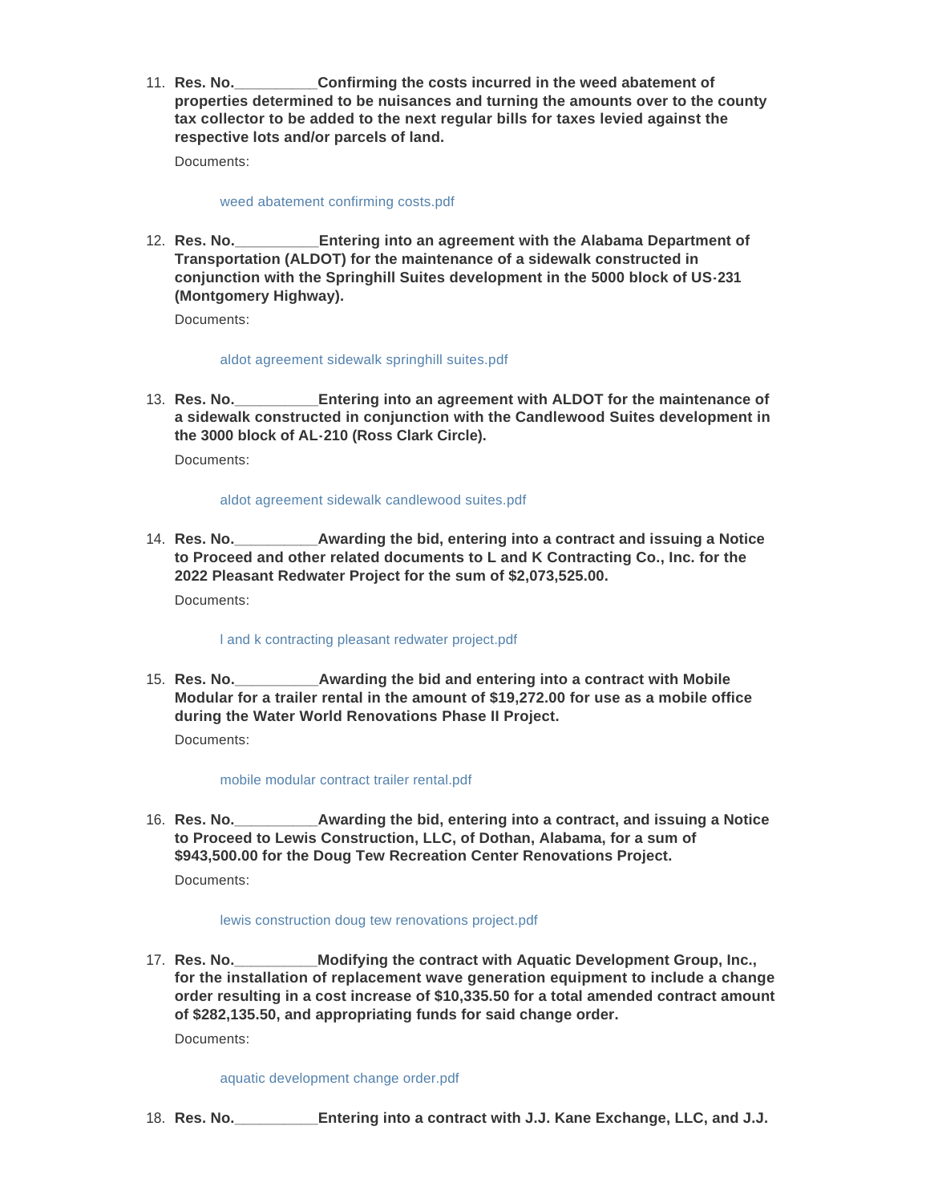11. **Res. No.\_\_\_\_\_\_\_\_\_\_Confirming the costs incurred in the weed abatement of properties determined to be nuisances and turning the amounts over to the county tax collector to be added to the next regular bills for taxes levied against the respective lots and/or parcels of land.**

    Documents:

    weed abatement confirming costs.pdf

12. **Res. No.\_\_\_\_\_\_\_\_\_\_Entering into an agreement with the Alabama Department of Transportation (ALDOT) for the maintenance of a sidewalk constructed in conjunction with the Springhill Suites development in the 5000 block of US-231 (Montgomery Highway).**

    Documents:

    aldot agreement sidewalk springhill suites.pdf

13. **Res. No.\_\_\_\_\_\_\_\_\_\_Entering into an agreement with ALDOT for the maintenance of a sidewalk constructed in conjunction with the Candlewood Suites development in the 3000 block of AL-210 (Ross Clark Circle).**

    Documents:

    aldot agreement sidewalk candlewood suites.pdf

14. **Res. No.\_\_\_\_\_\_\_\_\_\_Awarding the bid, entering into a contract and issuing a Notice to Proceed and other related documents to L and K Contracting Co., Inc. for the 2022 Pleasant Redwater Project for the sum of $2,073,525.00.**

    Documents:

    l and k contracting pleasant redwater project.pdf

15. **Res. No.\_\_\_\_\_\_\_\_\_\_Awarding the bid and entering into a contract with Mobile Modular for a trailer rental in the amount of $19,272.00 for use as a mobile office during the Water World Renovations Phase II Project.**

    Documents:

    mobile modular contract trailer rental.pdf

16. **Res. No.\_\_\_\_\_\_\_\_\_\_Awarding the bid, entering into a contract, and issuing a Notice to Proceed to Lewis Construction, LLC, of Dothan, Alabama, for a sum of $943,500.00 for the Doug Tew Recreation Center Renovations Project.**

    Documents:

    lewis construction doug tew renovations project.pdf

17. **Res. No.\_\_\_\_\_\_\_\_\_\_Modifying the contract with Aquatic Development Group, Inc., for the installation of replacement wave generation equipment to include a change order resulting in a cost increase of $10,335.50 for a total amended contract amount of $282,135.50, and appropriating funds for said change order.**

    Documents:

    aquatic development change order.pdf

18. **Res. No.\_\_\_\_\_\_\_\_\_\_Entering into a contract with J.J. Kane Exchange, LLC, and J.J.**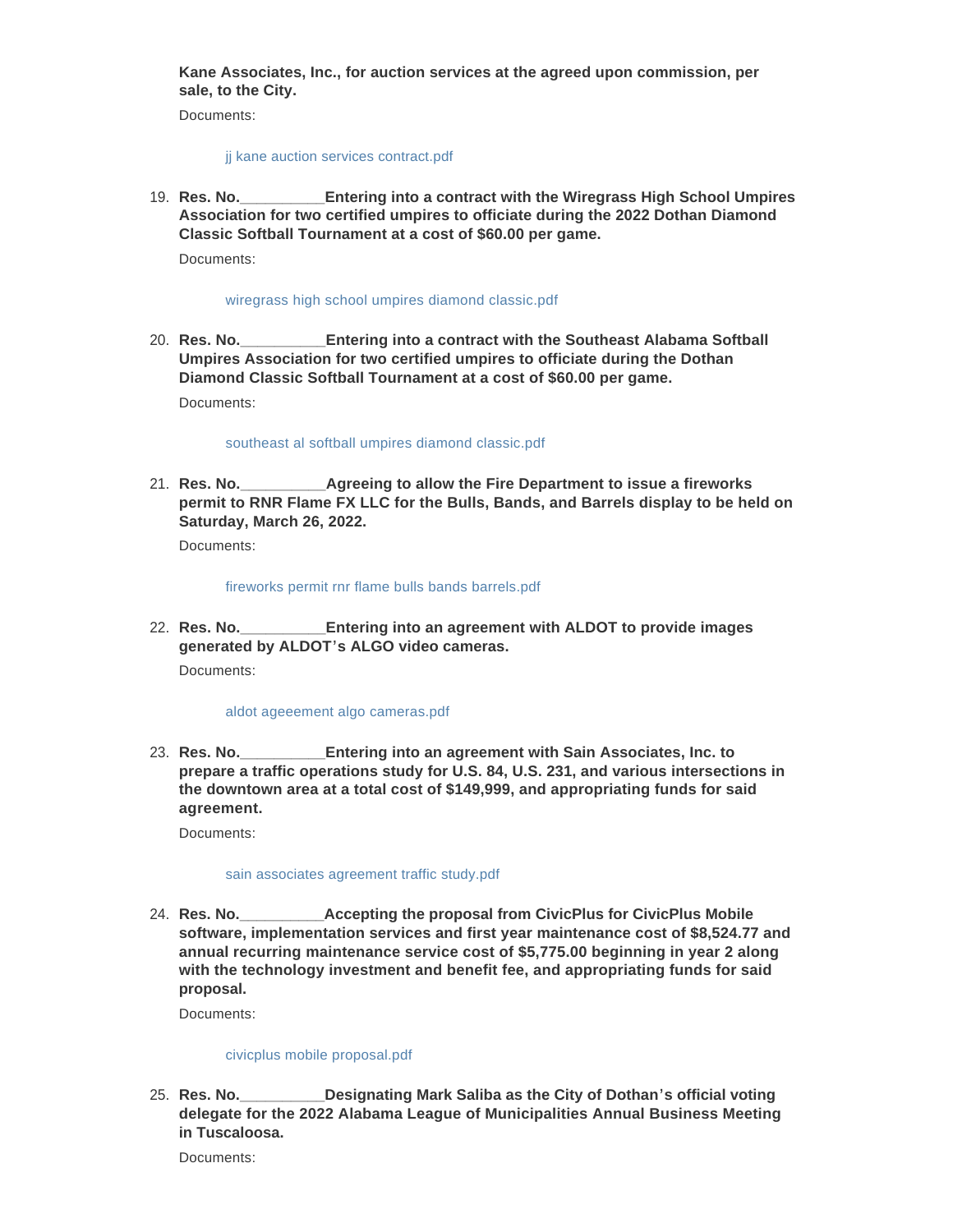**Kane Associates, Inc., for auction services at the agreed upon commission, per sale, to the City.**

Documents:

jj kane auction services contract.pdf

19. **Res. No.__________Entering into a contract with the Wiregrass High School Umpires Association for two certified umpires to officiate during the 2022 Dothan Diamond Classic Softball Tournament at a cost of $60.00 per game.**

    Documents:

    wiregrass high school umpires diamond classic.pdf

20. **Res. No.__________Entering into a contract with the Southeast Alabama Softball Umpires Association for two certified umpires to officiate during the Dothan Diamond Classic Softball Tournament at a cost of $60.00 per game.**

    Documents:

    southeast al softball umpires diamond classic.pdf

21. **Res. No.__________Agreeing to allow the Fire Department to issue a fireworks permit to RNR Flame FX LLC for the Bulls, Bands, and Barrels display to be held on Saturday, March 26, 2022.**

    Documents:

    fireworks permit rnr flame bulls bands barrels.pdf

22. **Res. No.__________Entering into an agreement with ALDOT to provide images generated by ALDOT's ALGO video cameras.**

    Documents:

    aldot ageeement algo cameras.pdf

23. **Res. No.__________Entering into an agreement with Sain Associates, Inc. to prepare a traffic operations study for U.S. 84, U.S. 231, and various intersections in the downtown area at a total cost of $149,999, and appropriating funds for said agreement.**

    Documents:

    sain associates agreement traffic study.pdf

24. **Res. No.__________Accepting the proposal from CivicPlus for CivicPlus Mobile software, implementation services and first year maintenance cost of $8,524.77 and annual recurring maintenance service cost of $5,775.00 beginning in year 2 along with the technology investment and benefit fee, and appropriating funds for said proposal.**

    Documents:

    civicplus mobile proposal.pdf

25. **Res. No.__________Designating Mark Saliba as the City of Dothan's official voting delegate for the 2022 Alabama League of Municipalities Annual Business Meeting in Tuscaloosa.**

    Documents: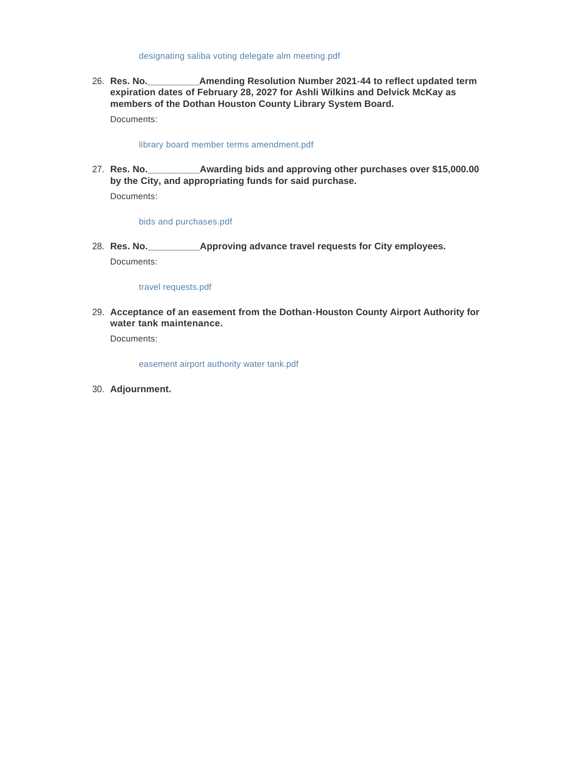designating saliba voting delegate alm meeting.pdf

26. **Res. No.__________Amending Resolution Number 2021-44 to reflect updated term expiration dates of February 28, 2027 for Ashli Wilkins and Delvick McKay as members of the Dothan Houston County Library System Board.**

    Documents:

    library board member terms amendment.pdf

27. **Res. No.__________Awarding bids and approving other purchases over $15,000.00 by the City, and appropriating funds for said purchase.**

    Documents:

    bids and purchases.pdf

28. **Res. No.__________Approving advance travel requests for City employees.**

    Documents:

    travel requests.pdf

29. **Acceptance of an easement from the Dothan-Houston County Airport Authority for water tank maintenance.**

    Documents:

    easement airport authority water tank.pdf

30. **Adjournment.**